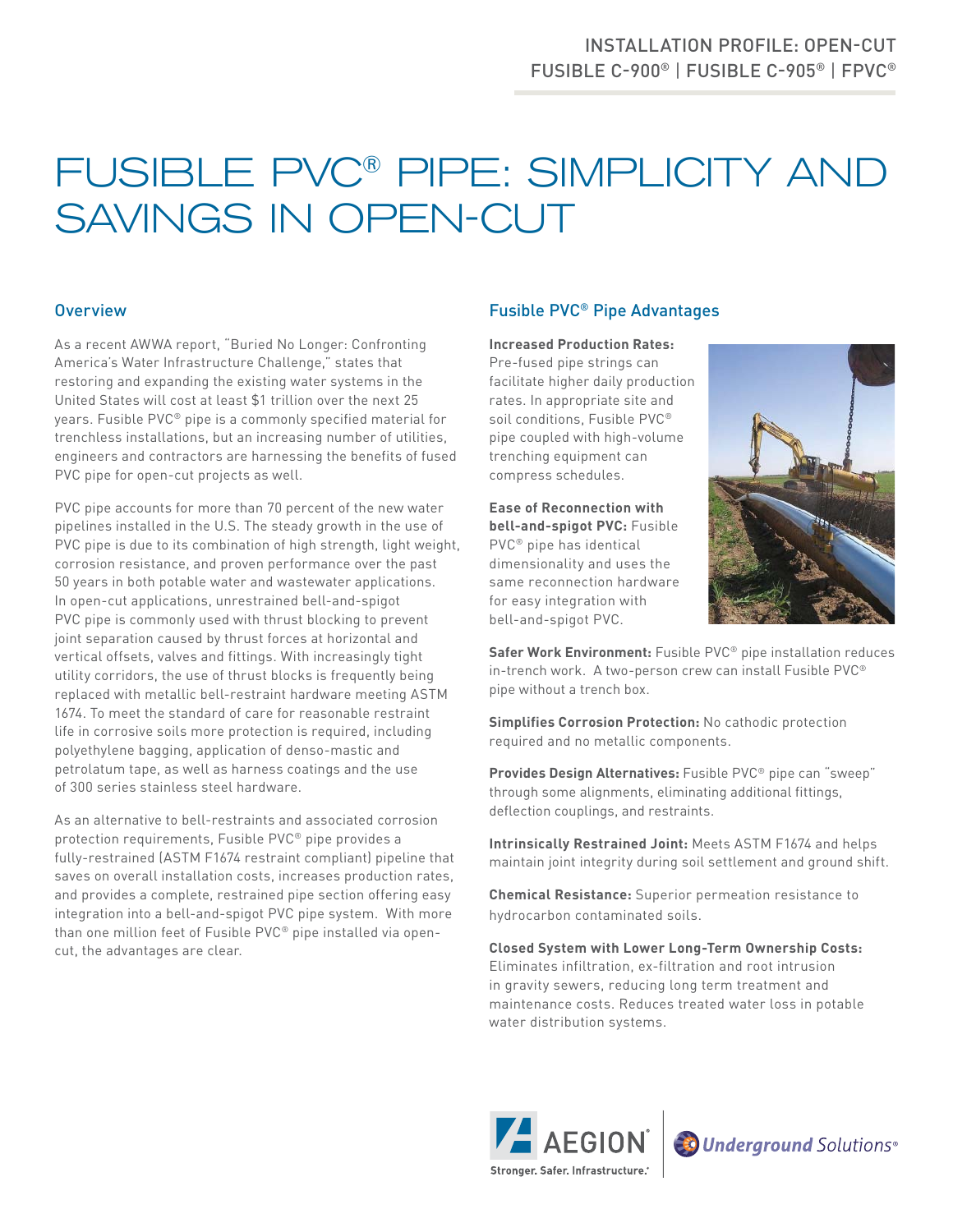INSTALLATION PROFILE: OPEN-CUT
FUSIBLE C-900® | FUSIBLE C-905® | FPVC®

# FUSIBLE PVC® PIPE: SIMPLICITY AND SAVINGS IN OPEN-CUT

## Overview

As a recent AWWA report, "Buried No Longer: Confronting America's Water Infrastructure Challenge," states that restoring and expanding the existing water systems in the United States will cost at least $1 trillion over the next 25 years. Fusible PVC® pipe is a commonly specified material for trenchless installations, but an increasing number of utilities, engineers and contractors are harnessing the benefits of fused PVC pipe for open-cut projects as well.

PVC pipe accounts for more than 70 percent of the new water pipelines installed in the U.S. The steady growth in the use of PVC pipe is due to its combination of high strength, light weight, corrosion resistance, and proven performance over the past 50 years in both potable water and wastewater applications. In open-cut applications, unrestrained bell-and-spigot PVC pipe is commonly used with thrust blocking to prevent joint separation caused by thrust forces at horizontal and vertical offsets, valves and fittings. With increasingly tight utility corridors, the use of thrust blocks is frequently being replaced with metallic bell-restraint hardware meeting ASTM 1674. To meet the standard of care for reasonable restraint life in corrosive soils more protection is required, including polyethylene bagging, application of denso-mastic and petrolatum tape, as well as harness coatings and the use of 300 series stainless steel hardware.

As an alternative to bell-restraints and associated corrosion protection requirements, Fusible PVC® pipe provides a fully-restrained (ASTM F1674 restraint compliant) pipeline that saves on overall installation costs, increases production rates, and provides a complete, restrained pipe section offering easy integration into a bell-and-spigot PVC pipe system. With more than one million feet of Fusible PVC® pipe installed via open-cut, the advantages are clear.

## Fusible PVC® Pipe Advantages

**Increased Production Rates:** Pre-fused pipe strings can facilitate higher daily production rates. In appropriate site and soil conditions, Fusible PVC® pipe coupled with high-volume trenching equipment can compress schedules.

**Ease of Reconnection with bell-and-spigot PVC:** Fusible PVC® pipe has identical dimensionality and uses the same reconnection hardware for easy integration with bell-and-spigot PVC.

**Safer Work Environment:** Fusible PVC® pipe installation reduces in-trench work. A two-person crew can install Fusible PVC® pipe without a trench box.

**Simplifies Corrosion Protection:** No cathodic protection required and no metallic components.

**Provides Design Alternatives:** Fusible PVC® pipe can "sweep" through some alignments, eliminating additional fittings, deflection couplings, and restraints.

**Intrinsically Restrained Joint:** Meets ASTM F1674 and helps maintain joint integrity during soil settlement and ground shift.

**Chemical Resistance:** Superior permeation resistance to hydrocarbon contaminated soils.

**Closed System with Lower Long-Term Ownership Costs:** Eliminates infiltration, ex-filtration and root intrusion in gravity sewers, reducing long term treatment and maintenance costs. Reduces treated water loss in potable water distribution systems.

AEGION® Stronger. Safer. Infrastructure.® | Underground Solutions®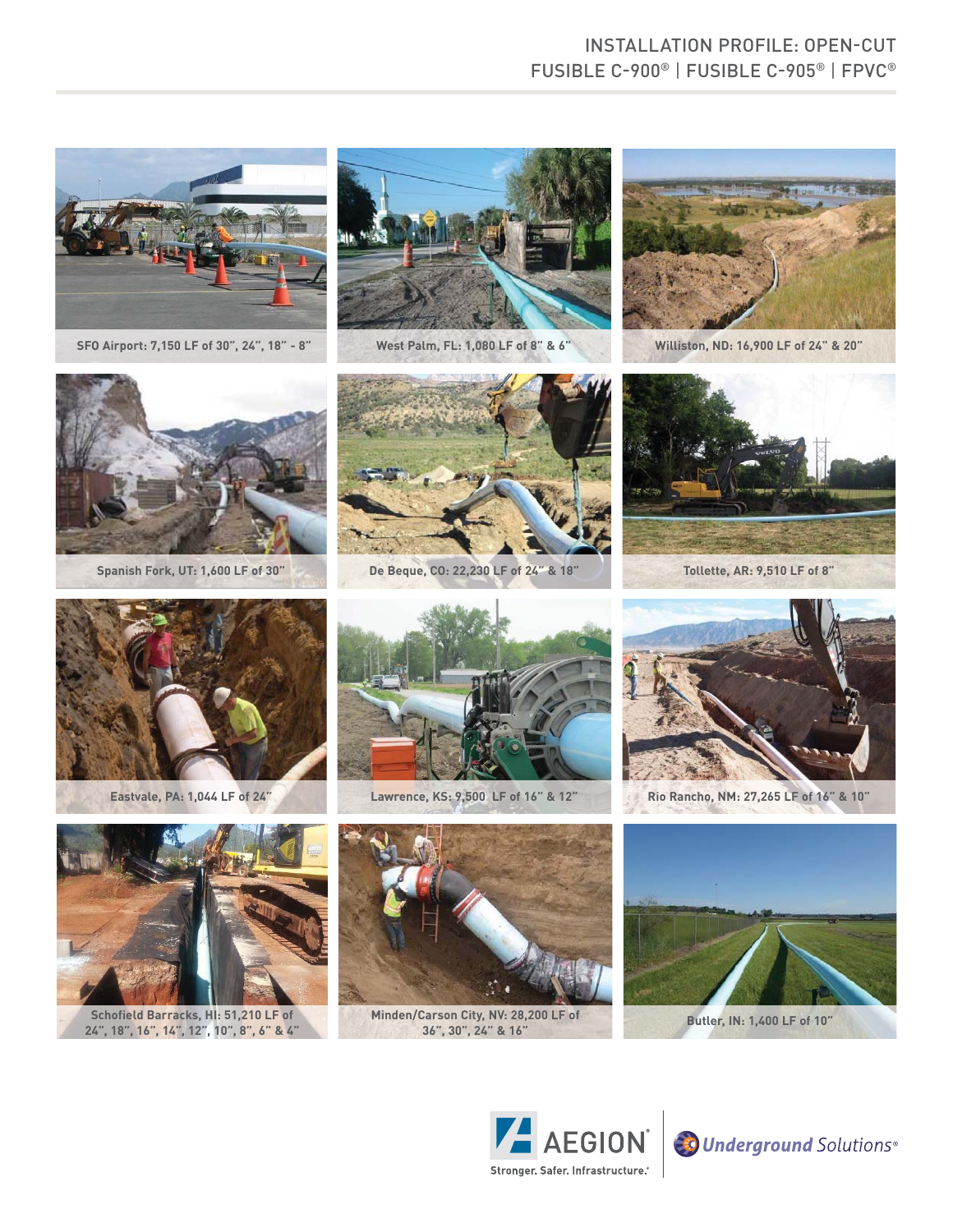# INSTALLATION PROFILE: OPEN-CUT
## FUSIBLE C-900® | FUSIBLE C-905® | FPVC®

SFO Airport: 7,150 LF of 30", 24", 18" - 8"

West Palm, FL: 1,080 LF of 8" & 6"

Williston, ND: 16,900 LF of 24" & 20"

Spanish Fork, UT: 1,600 LF of 30"

De Beque, CO: 22,230 LF of 24" & 18"

Tollette, AR: 9,510 LF of 8"

Eastvale, PA: 1,044 LF of 24"

Lawrence, KS: 9,500 LF of 16" & 12"

Rio Rancho, NM: 27,265 LF of 16" & 10"

Schofield Barracks, HI: 51,210 LF of 24", 18", 16", 14", 12", 10", 8", 6" & 4"

Minden/Carson City, NV: 28,200 LF of 36", 30", 24" & 16"

Butler, IN: 1,400 LF of 10"

AEGION® Stronger. Safer. Infrastructure.® | Underground Solutions®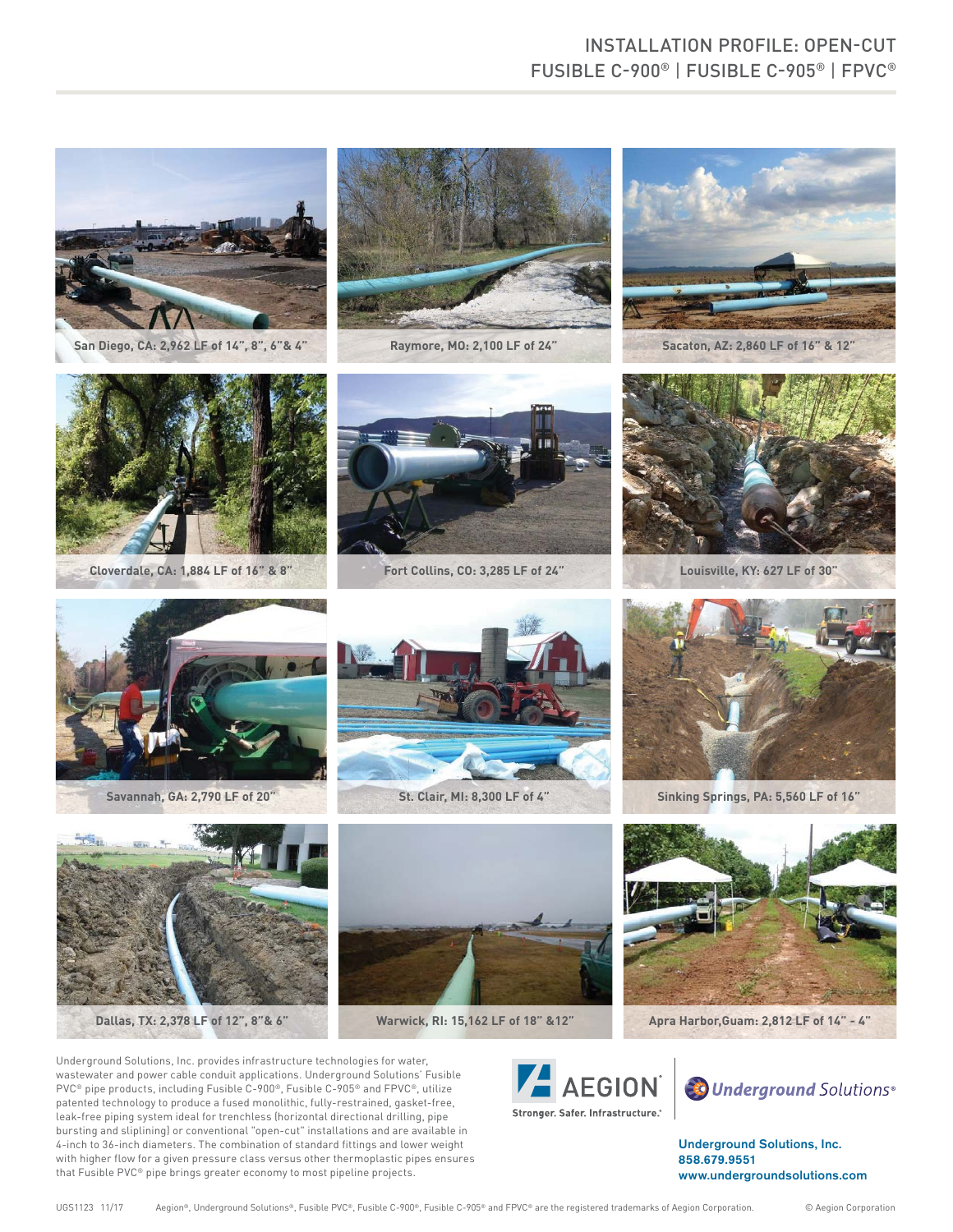# INSTALLATION PROFILE: OPEN-CUT
## FUSIBLE C-900® | FUSIBLE C-905® | FPVC®

San Diego, CA: 2,962 LF of 14", 8", 6"& 4"

Raymore, MO: 2,100 LF of 24"

Sacaton, AZ: 2,860 LF of 16" & 12"

Cloverdale, CA: 1,884 LF of 16" & 8"

Fort Collins, CO: 3,285 LF of 24"

Louisville, KY: 627 LF of 30"

Savannah, GA: 2,790 LF of 20"

St. Clair, MI: 8,300 LF of 4"

Sinking Springs, PA: 5,560 LF of 16"

Dallas, TX: 2,378 LF of 12", 8"& 6"

Warwick, RI: 15,162 LF of 18" &12"

Apra Harbor,Guam: 2,812 LF of 14" - 4"

Underground Solutions, Inc. provides infrastructure technologies for water, wastewater and power cable conduit applications. Underground Solutions' Fusible PVC® pipe products, including Fusible C-900®, Fusible C-905® and FPVC®, utilize patented technology to produce a fused monolithic, fully-restrained, gasket-free, leak-free piping system ideal for trenchless (horizontal directional drilling, pipe bursting and sliplining) or conventional "open-cut" installations and are available in 4-inch to 36-inch diameters. The combination of standard fittings and lower weight with higher flow for a given pressure class versus other thermoplastic pipes ensures that Fusible PVC® pipe brings greater economy to most pipeline projects.

AEGION® Stronger. Safer. Infrastructure.®

Underground Solutions®

Underground Solutions, Inc.
858.679.9551
www.undergroundsolutions.com

UGS1123 11/17 Aegion®, Underground Solutions®, Fusible PVC®, Fusible C-900®, Fusible C-905® and FPVC® are the registered trademarks of Aegion Corporation. © Aegion Corporation